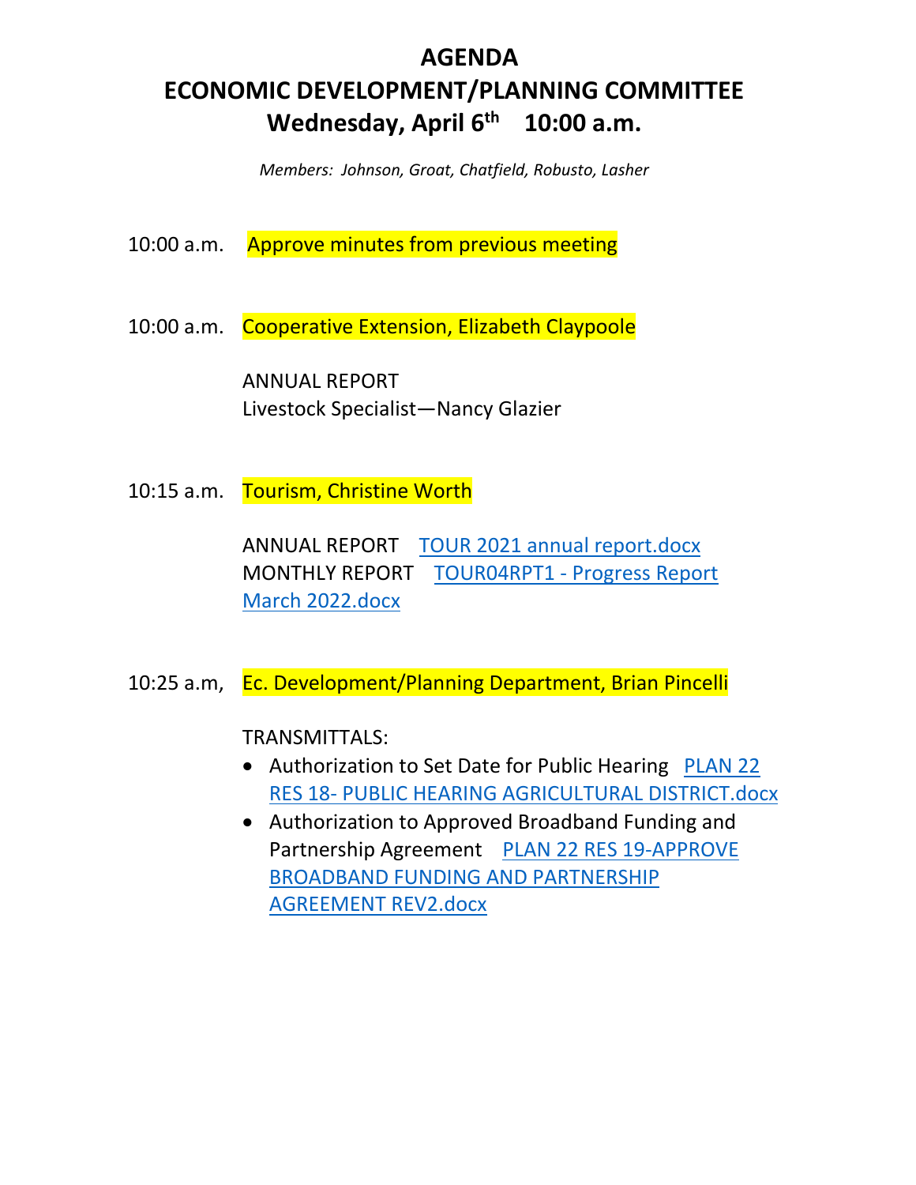# AGENDA
# ECONOMIC DEVELOPMENT/PLANNING COMMITTEE
# Wednesday, April 6th 10:00 a.m.

*Members: Johnson, Groat, Chatfield, Robusto, Lasher*

10:00 a.m. Approve minutes from previous meeting

10:00 a.m. Cooperative Extension, Elizabeth Claypoole

ANNUAL REPORT
Livestock Specialist—Nancy Glazier

10:15 a.m. Tourism, Christine Worth

ANNUAL REPORT TOUR 2021 annual report.docx
MONTHLY REPORT TOUR04RPT1 - Progress Report March 2022.docx

10:25 a.m, Ec. Development/Planning Department, Brian Pincelli

TRANSMITTALS:

- Authorization to Set Date for Public Hearing PLAN 22 RES 18- PUBLIC HEARING AGRICULTURAL DISTRICT.docx
- Authorization to Approved Broadband Funding and Partnership Agreement PLAN 22 RES 19-APPROVE BROADBAND FUNDING AND PARTNERSHIP AGREEMENT REV2.docx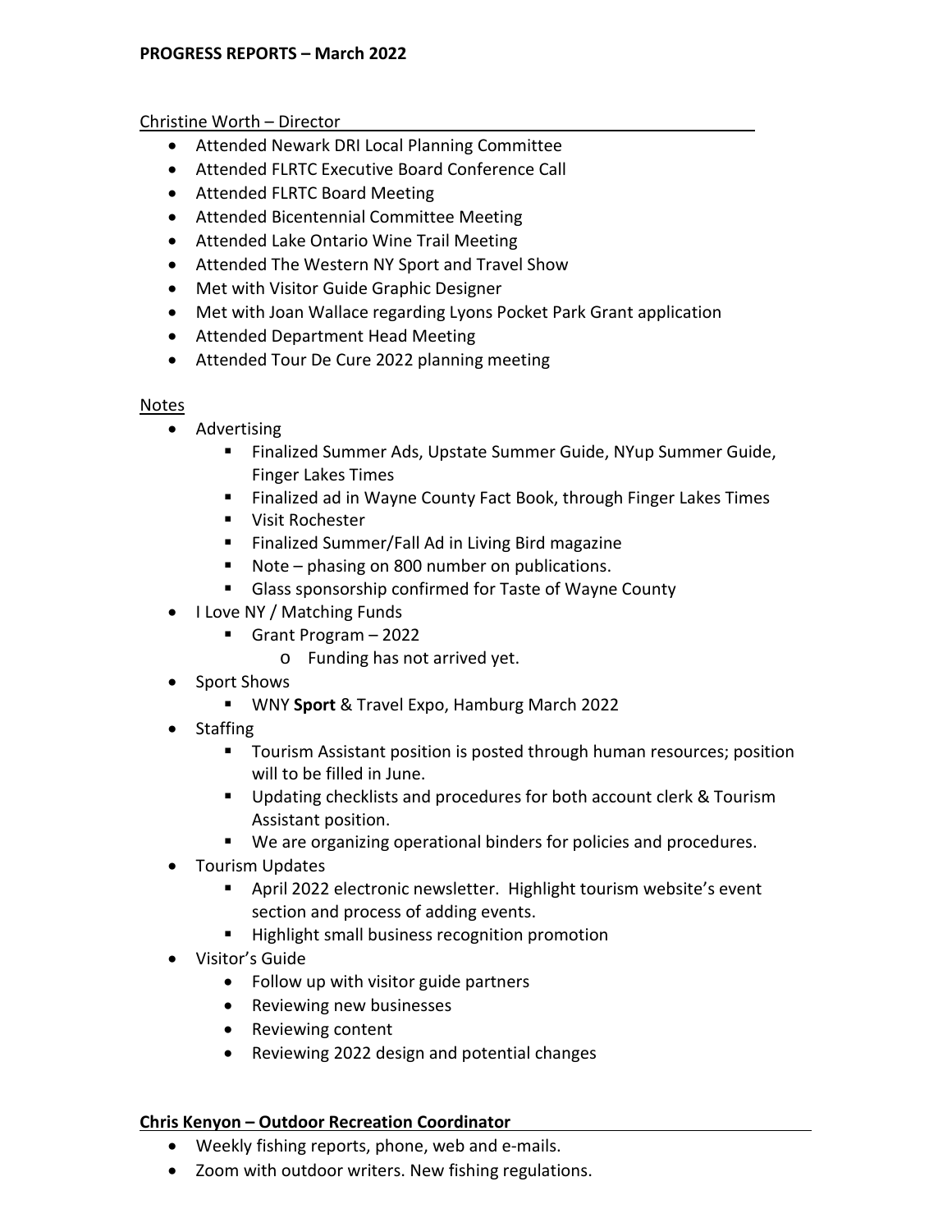**PROGRESS REPORTS – March 2022**

Christine Worth – Director

- Attended Newark DRI Local Planning Committee
- Attended FLRTC Executive Board Conference Call
- Attended FLRTC Board Meeting
- Attended Bicentennial Committee Meeting
- Attended Lake Ontario Wine Trail Meeting
- Attended The Western NY Sport and Travel Show
- Met with Visitor Guide Graphic Designer
- Met with Joan Wallace regarding Lyons Pocket Park Grant application
- Attended Department Head Meeting
- Attended Tour De Cure 2022 planning meeting

Notes

- Advertising
  - Finalized Summer Ads, Upstate Summer Guide, NYup Summer Guide, Finger Lakes Times
  - Finalized ad in Wayne County Fact Book, through Finger Lakes Times
  - Visit Rochester
  - Finalized Summer/Fall Ad in Living Bird magazine
  - Note – phasing on 800 number on publications.
  - Glass sponsorship confirmed for Taste of Wayne County
- I Love NY / Matching Funds
  - Grant Program – 2022
    - Funding has not arrived yet.
- Sport Shows
  - WNY **Sport** & Travel Expo, Hamburg March 2022
- Staffing
  - Tourism Assistant position is posted through human resources; position will to be filled in June.
  - Updating checklists and procedures for both account clerk & Tourism Assistant position.
  - We are organizing operational binders for policies and procedures.
- Tourism Updates
  - April 2022 electronic newsletter. Highlight tourism website's event section and process of adding events.
  - Highlight small business recognition promotion
- Visitor's Guide
  - Follow up with visitor guide partners
  - Reviewing new businesses
  - Reviewing content
  - Reviewing 2022 design and potential changes

**Chris Kenyon – Outdoor Recreation Coordinator**

- Weekly fishing reports, phone, web and e-mails.
- Zoom with outdoor writers. New fishing regulations.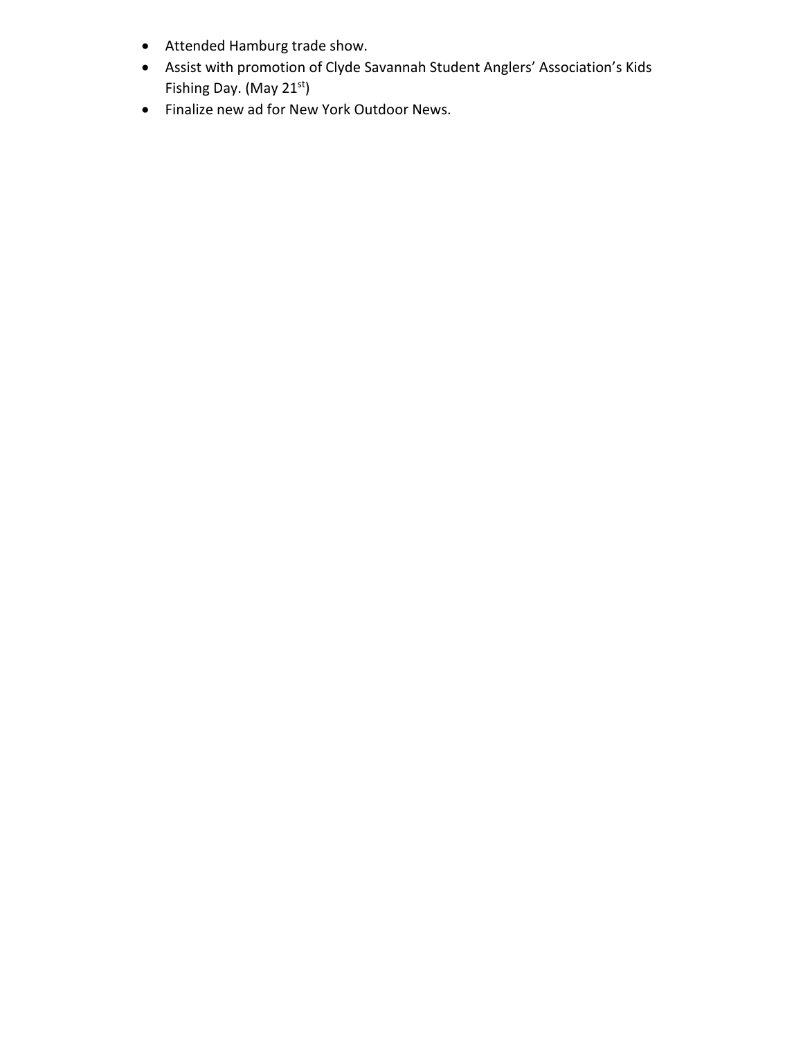- Attended Hamburg trade show.
- Assist with promotion of Clyde Savannah Student Anglers' Association's Kids Fishing Day. (May 21st)
- Finalize new ad for New York Outdoor News.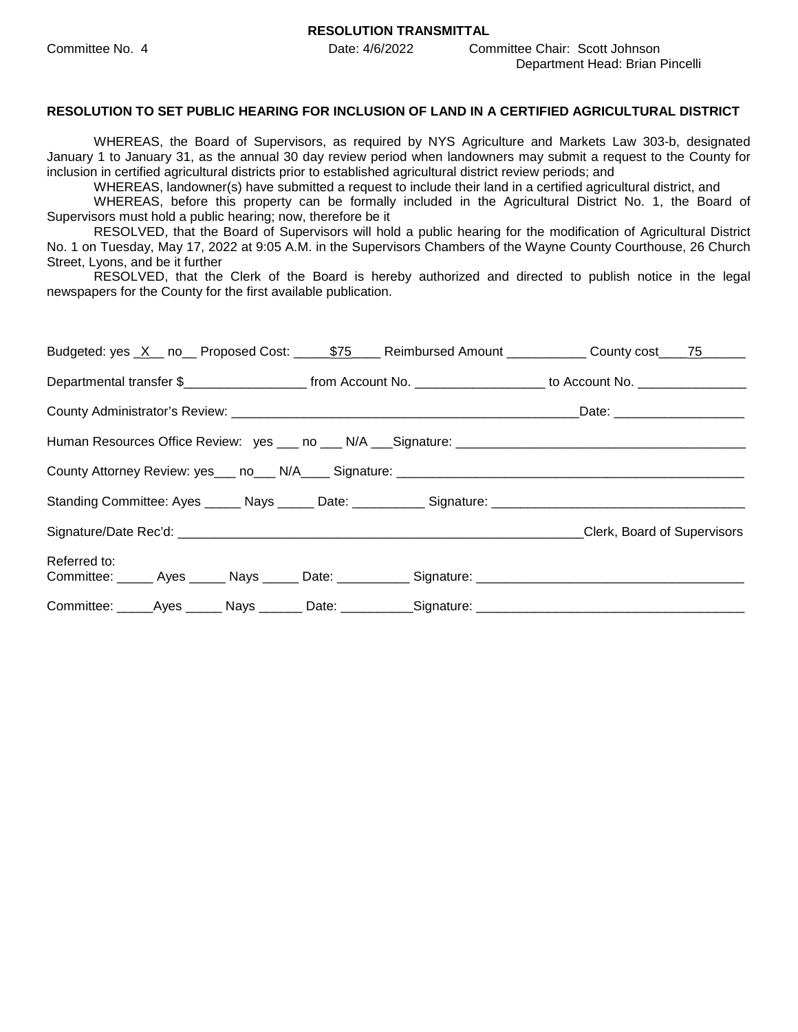**RESOLUTION TRANSMITTAL**

Committee No. 4 Date: 4/6/2022 Committee Chair: Scott Johnson
Department Head: Brian Pincelli

**RESOLUTION TO SET PUBLIC HEARING FOR INCLUSION OF LAND IN A CERTIFIED AGRICULTURAL DISTRICT**

WHEREAS, the Board of Supervisors, as required by NYS Agriculture and Markets Law 303-b, designated January 1 to January 31, as the annual 30 day review period when landowners may submit a request to the County for inclusion in certified agricultural districts prior to established agricultural district review periods; and

WHEREAS, landowner(s) have submitted a request to include their land in a certified agricultural district, and

WHEREAS, before this property can be formally included in the Agricultural District No. 1, the Board of Supervisors must hold a public hearing; now, therefore be it

RESOLVED, that the Board of Supervisors will hold a public hearing for the modification of Agricultural District No. 1 on Tuesday, May 17, 2022 at 9:05 A.M. in the Supervisors Chambers of the Wayne County Courthouse, 26 Church Street, Lyons, and be it further

RESOLVED, that the Clerk of the Board is hereby authorized and directed to publish notice in the legal newspapers for the County for the first available publication.

Budgeted: yes _X__ no__ Proposed Cost: _____$75____ Reimbursed Amount ___________ County cost____75______

Departmental transfer $_________________ from Account No. _________________ to Account No. _______________

County Administrator's Review: _________________________________________________Date: __________________

Human Resources Office Review: yes ___ no ___ N/A ___Signature: ________________________________________

County Attorney Review: yes___ no___ N/A____ Signature: _______________________________________________

Standing Committee: Ayes _____ Nays _____ Date: __________ Signature: __________________________________

Signature/Date Rec'd: _________________________________________________________Clerk, Board of Supervisors

Referred to:
Committee: _____ Ayes _____ Nays _____ Date: __________ Signature: ____________________________________

Committee: _____Ayes _____ Nays ______ Date: __________Signature: ____________________________________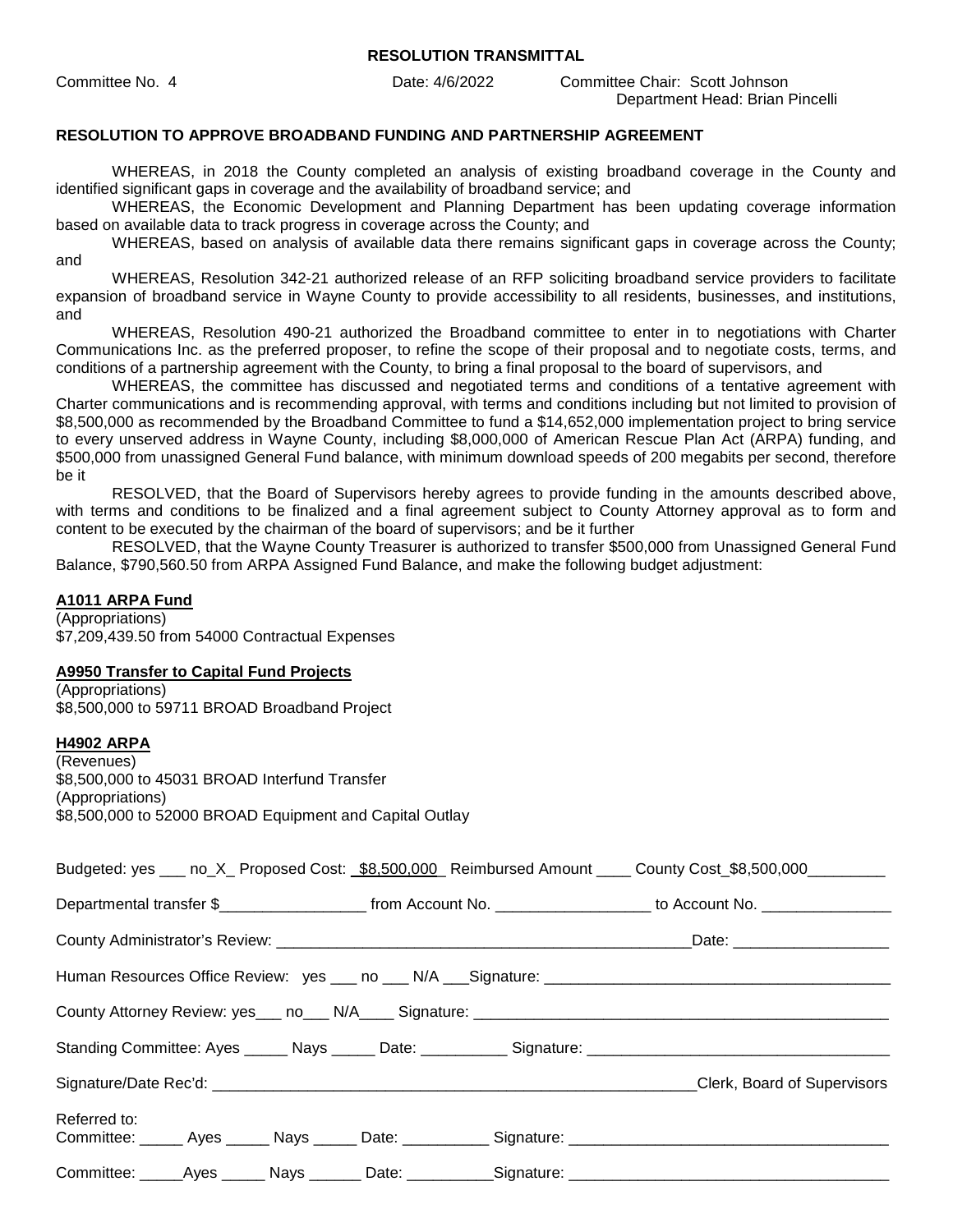**RESOLUTION TRANSMITTAL**

Committee No. 4 Date: 4/6/2022 Committee Chair: Scott Johnson
Department Head: Brian Pincelli

**RESOLUTION TO APPROVE BROADBAND FUNDING AND PARTNERSHIP AGREEMENT**

WHEREAS, in 2018 the County completed an analysis of existing broadband coverage in the County and identified significant gaps in coverage and the availability of broadband service; and

WHEREAS, the Economic Development and Planning Department has been updating coverage information based on available data to track progress in coverage across the County; and

WHEREAS, based on analysis of available data there remains significant gaps in coverage across the County; and

WHEREAS, Resolution 342-21 authorized release of an RFP soliciting broadband service providers to facilitate expansion of broadband service in Wayne County to provide accessibility to all residents, businesses, and institutions, and

WHEREAS, Resolution 490-21 authorized the Broadband committee to enter in to negotiations with Charter Communications Inc. as the preferred proposer, to refine the scope of their proposal and to negotiate costs, terms, and conditions of a partnership agreement with the County, to bring a final proposal to the board of supervisors, and

WHEREAS, the committee has discussed and negotiated terms and conditions of a tentative agreement with Charter communications and is recommending approval, with terms and conditions including but not limited to provision of $8,500,000 as recommended by the Broadband Committee to fund a $14,652,000 implementation project to bring service to every unserved address in Wayne County, including $8,000,000 of American Rescue Plan Act (ARPA) funding, and $500,000 from unassigned General Fund balance, with minimum download speeds of 200 megabits per second, therefore be it

RESOLVED, that the Board of Supervisors hereby agrees to provide funding in the amounts described above, with terms and conditions to be finalized and a final agreement subject to County Attorney approval as to form and content to be executed by the chairman of the board of supervisors; and be it further

RESOLVED, that the Wayne County Treasurer is authorized to transfer $500,000 from Unassigned General Fund Balance, $790,560.50 from ARPA Assigned Fund Balance, and make the following budget adjustment:

**A1011 ARPA Fund**
(Appropriations)
$7,209,439.50 from 54000 Contractual Expenses

**A9950 Transfer to Capital Fund Projects**
(Appropriations)
$8,500,000 to 59711 BROAD Broadband Project

**H4902 ARPA**
(Revenues)
$8,500,000 to 45031 BROAD Interfund Transfer
(Appropriations)
$8,500,000 to 52000 BROAD Equipment and Capital Outlay

Budgeted: yes ___ no_X_ Proposed Cost: _$8,500,000_ Reimbursed Amount ____ County Cost_$8,500,000_________

Departmental transfer $_________________ from Account No. _________________ to Account No. _______________

County Administrator's Review: _________________________________________________Date: __________________

Human Resources Office Review: yes ___ no ___ N/A ___Signature: ________________________________________

County Attorney Review: yes___ no___ N/A____ Signature: ______________________________________________

Standing Committee: Ayes _____ Nays _____ Date: __________ Signature: __________________________________

Signature/Date Rec'd: ________________________________________________________Clerk, Board of Supervisors

Referred to:
Committee: _____ Ayes _____ Nays _____ Date: __________ Signature: ___________________________________

Committee: _____Ayes _____ Nays ______ Date: __________Signature: ___________________________________